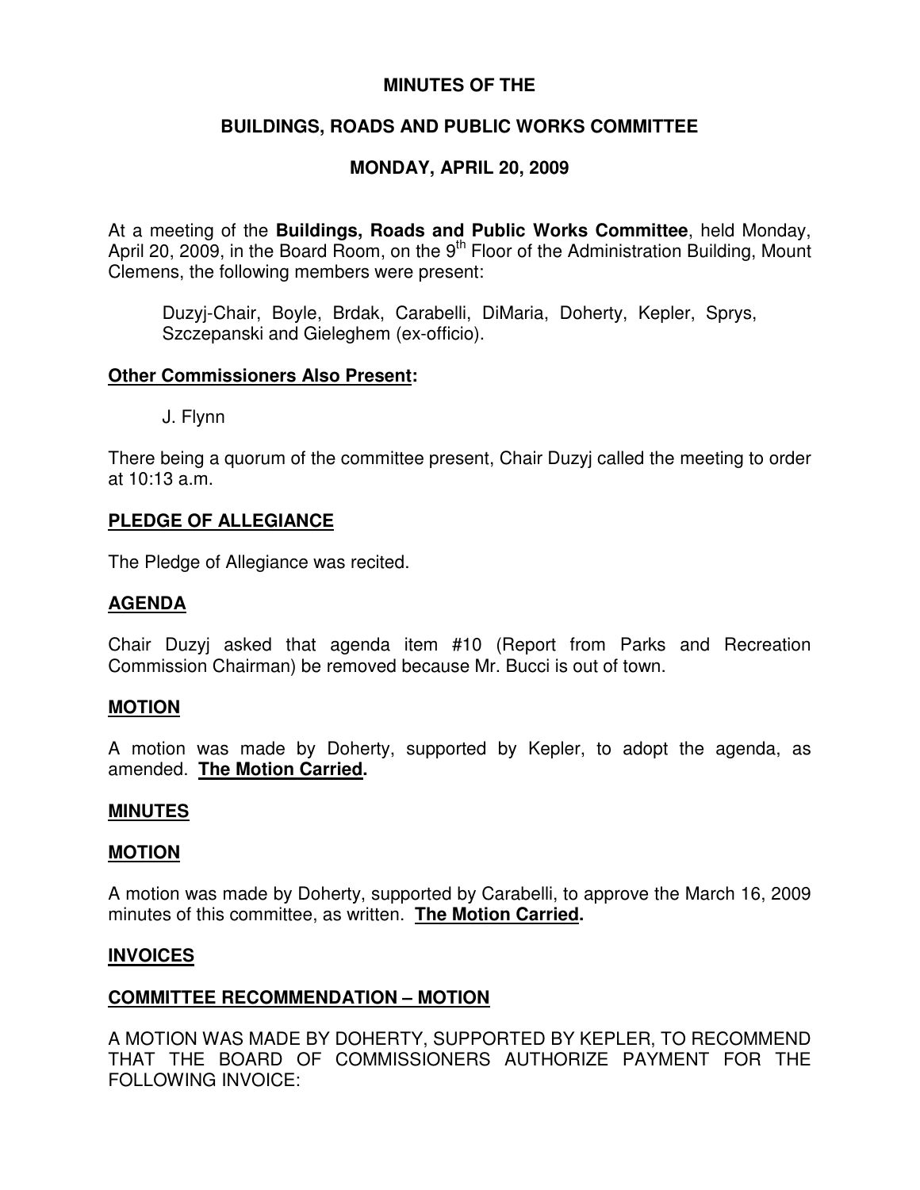# MINUTES OF THE

## BUILDINGS, ROADS AND PUBLIC WORKS COMMITTEE

## MONDAY, APRIL 20, 2009

At a meeting of the **Buildings, Roads and Public Works Committee**, held Monday, April 20, 2009, in the Board Room, on the 9th Floor of the Administration Building, Mount Clemens, the following members were present:

> Duzyj-Chair, Boyle, Brdak, Carabelli, DiMaria, Doherty, Kepler, Sprys, Szczepanski and Gieleghem (ex-officio).

**Other Commissioners Also Present:**

> J. Flynn

There being a quorum of the committee present, Chair Duzyj called the meeting to order at 10:13 a.m.

**PLEDGE OF ALLEGIANCE**

The Pledge of Allegiance was recited.

**AGENDA**

Chair Duzyj asked that agenda item #10 (Report from Parks and Recreation Commission Chairman) be removed because Mr. Bucci is out of town.

**MOTION**

A motion was made by Doherty, supported by Kepler, to adopt the agenda, as amended. **The Motion Carried.**

**MINUTES**

**MOTION**

A motion was made by Doherty, supported by Carabelli, to approve the March 16, 2009 minutes of this committee, as written. **The Motion Carried.**

**INVOICES**

**COMMITTEE RECOMMENDATION – MOTION**

A MOTION WAS MADE BY DOHERTY, SUPPORTED BY KEPLER, TO RECOMMEND THAT THE BOARD OF COMMISSIONERS AUTHORIZE PAYMENT FOR THE FOLLOWING INVOICE: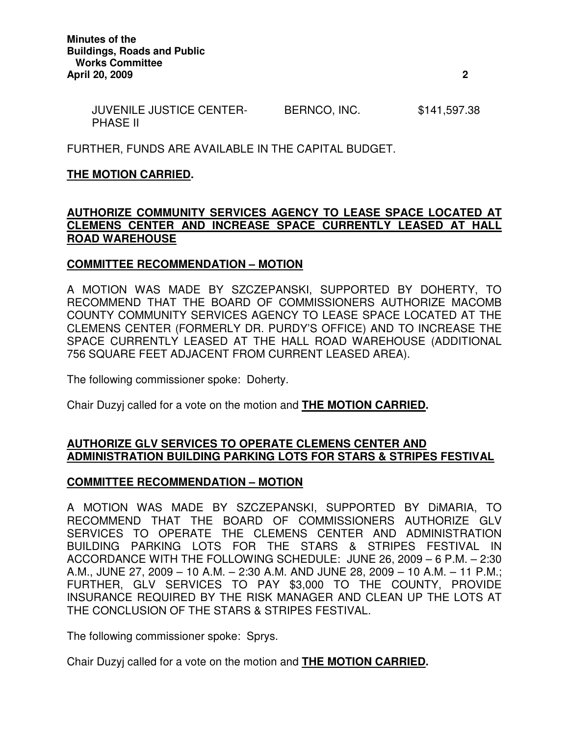| | | |
|---|---|---|
| JUVENILE JUSTICE CENTER-PHASE II | BERNCO, INC. | $141,597.38 |

FURTHER, FUNDS ARE AVAILABLE IN THE CAPITAL BUDGET.

**THE MOTION CARRIED.**

## AUTHORIZE COMMUNITY SERVICES AGENCY TO LEASE SPACE LOCATED AT CLEMENS CENTER AND INCREASE SPACE CURRENTLY LEASED AT HALL ROAD WAREHOUSE

### COMMITTEE RECOMMENDATION – MOTION

A MOTION WAS MADE BY SZCZEPANSKI, SUPPORTED BY DOHERTY, TO RECOMMEND THAT THE BOARD OF COMMISSIONERS AUTHORIZE MACOMB COUNTY COMMUNITY SERVICES AGENCY TO LEASE SPACE LOCATED AT THE CLEMENS CENTER (FORMERLY DR. PURDY'S OFFICE) AND TO INCREASE THE SPACE CURRENTLY LEASED AT THE HALL ROAD WAREHOUSE (ADDITIONAL 756 SQUARE FEET ADJACENT FROM CURRENT LEASED AREA).

The following commissioner spoke: Doherty.

Chair Duzyj called for a vote on the motion and **THE MOTION CARRIED.**

## AUTHORIZE GLV SERVICES TO OPERATE CLEMENS CENTER AND ADMINISTRATION BUILDING PARKING LOTS FOR STARS & STRIPES FESTIVAL

### COMMITTEE RECOMMENDATION – MOTION

A MOTION WAS MADE BY SZCZEPANSKI, SUPPORTED BY DiMARIA, TO RECOMMEND THAT THE BOARD OF COMMISSIONERS AUTHORIZE GLV SERVICES TO OPERATE THE CLEMENS CENTER AND ADMINISTRATION BUILDING PARKING LOTS FOR THE STARS & STRIPES FESTIVAL IN ACCORDANCE WITH THE FOLLOWING SCHEDULE: JUNE 26, 2009 – 6 P.M. – 2:30 A.M., JUNE 27, 2009 – 10 A.M. – 2:30 A.M. AND JUNE 28, 2009 – 10 A.M. – 11 P.M.; FURTHER, GLV SERVICES TO PAY $3,000 TO THE COUNTY, PROVIDE INSURANCE REQUIRED BY THE RISK MANAGER AND CLEAN UP THE LOTS AT THE CONCLUSION OF THE STARS & STRIPES FESTIVAL.

The following commissioner spoke: Sprys.

Chair Duzyj called for a vote on the motion and **THE MOTION CARRIED.**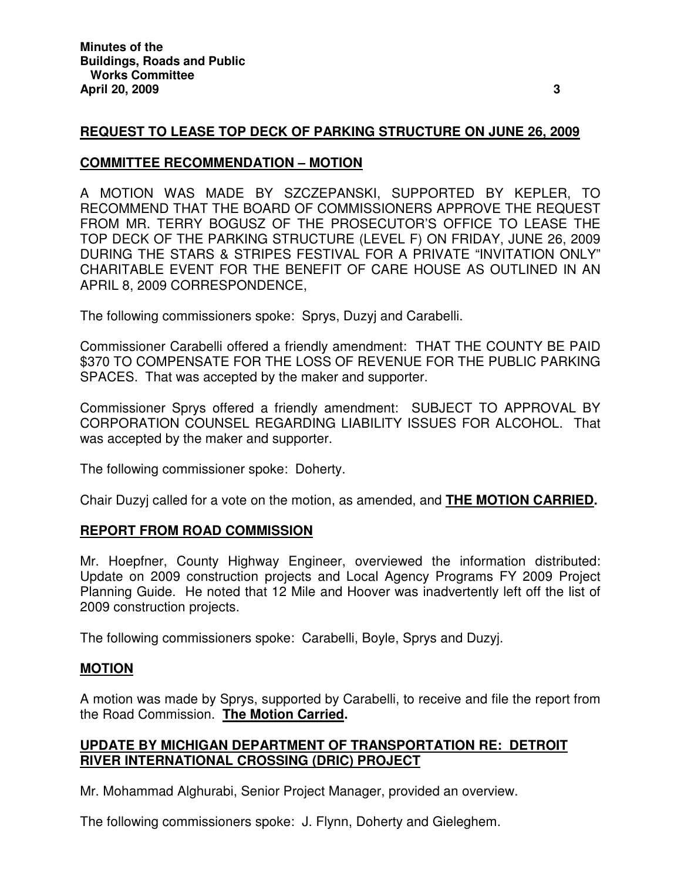**REQUEST TO LEASE TOP DECK OF PARKING STRUCTURE ON JUNE 26, 2009**

**COMMITTEE RECOMMENDATION – MOTION**

A MOTION WAS MADE BY SZCZEPANSKI, SUPPORTED BY KEPLER, TO RECOMMEND THAT THE BOARD OF COMMISSIONERS APPROVE THE REQUEST FROM MR. TERRY BOGUSZ OF THE PROSECUTOR'S OFFICE TO LEASE THE TOP DECK OF THE PARKING STRUCTURE (LEVEL F) ON FRIDAY, JUNE 26, 2009 DURING THE STARS & STRIPES FESTIVAL FOR A PRIVATE "INVITATION ONLY" CHARITABLE EVENT FOR THE BENEFIT OF CARE HOUSE AS OUTLINED IN AN APRIL 8, 2009 CORRESPONDENCE,

The following commissioners spoke: Sprys, Duzyj and Carabelli.

Commissioner Carabelli offered a friendly amendment: THAT THE COUNTY BE PAID $370 TO COMPENSATE FOR THE LOSS OF REVENUE FOR THE PUBLIC PARKING SPACES. That was accepted by the maker and supporter.

Commissioner Sprys offered a friendly amendment: SUBJECT TO APPROVAL BY CORPORATION COUNSEL REGARDING LIABILITY ISSUES FOR ALCOHOL. That was accepted by the maker and supporter.

The following commissioner spoke: Doherty.

Chair Duzyj called for a vote on the motion, as amended, and **THE MOTION CARRIED.**

**REPORT FROM ROAD COMMISSION**

Mr. Hoepfner, County Highway Engineer, overviewed the information distributed: Update on 2009 construction projects and Local Agency Programs FY 2009 Project Planning Guide. He noted that 12 Mile and Hoover was inadvertently left off the list of 2009 construction projects.

The following commissioners spoke: Carabelli, Boyle, Sprys and Duzyj.

**MOTION**

A motion was made by Sprys, supported by Carabelli, to receive and file the report from the Road Commission. **The Motion Carried.**

**UPDATE BY MICHIGAN DEPARTMENT OF TRANSPORTATION RE: DETROIT RIVER INTERNATIONAL CROSSING (DRIC) PROJECT**

Mr. Mohammad Alghurabi, Senior Project Manager, provided an overview.

The following commissioners spoke: J. Flynn, Doherty and Gieleghem.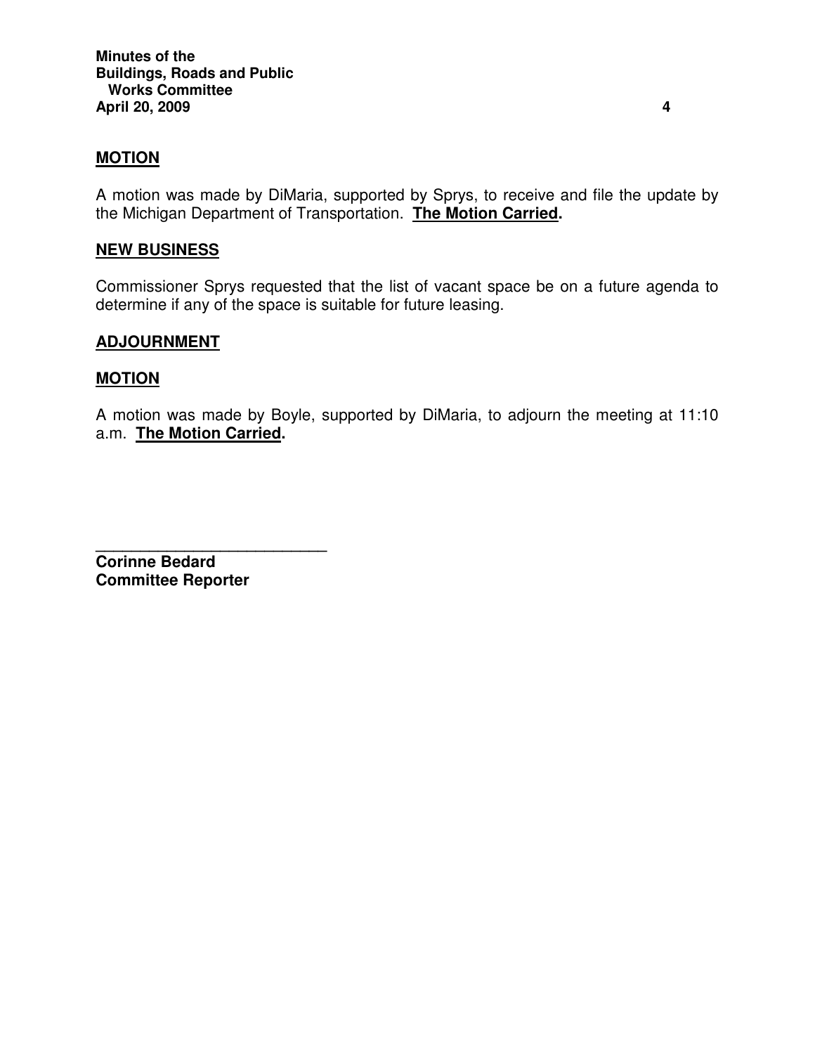**MOTION**

A motion was made by DiMaria, supported by Sprys, to receive and file the update by the Michigan Department of Transportation. **The Motion Carried.**

**NEW BUSINESS**

Commissioner Sprys requested that the list of vacant space be on a future agenda to determine if any of the space is suitable for future leasing.

**ADJOURNMENT**

**MOTION**

A motion was made by Boyle, supported by DiMaria, to adjourn the meeting at 11:10 a.m. **The Motion Carried.**

\_\_\_\_\_\_\_\_\_\_\_\_\_\_\_\_\_\_\_\_\_\_\_\_\_\_\_

**Corinne Bedard**
**Committee Reporter**